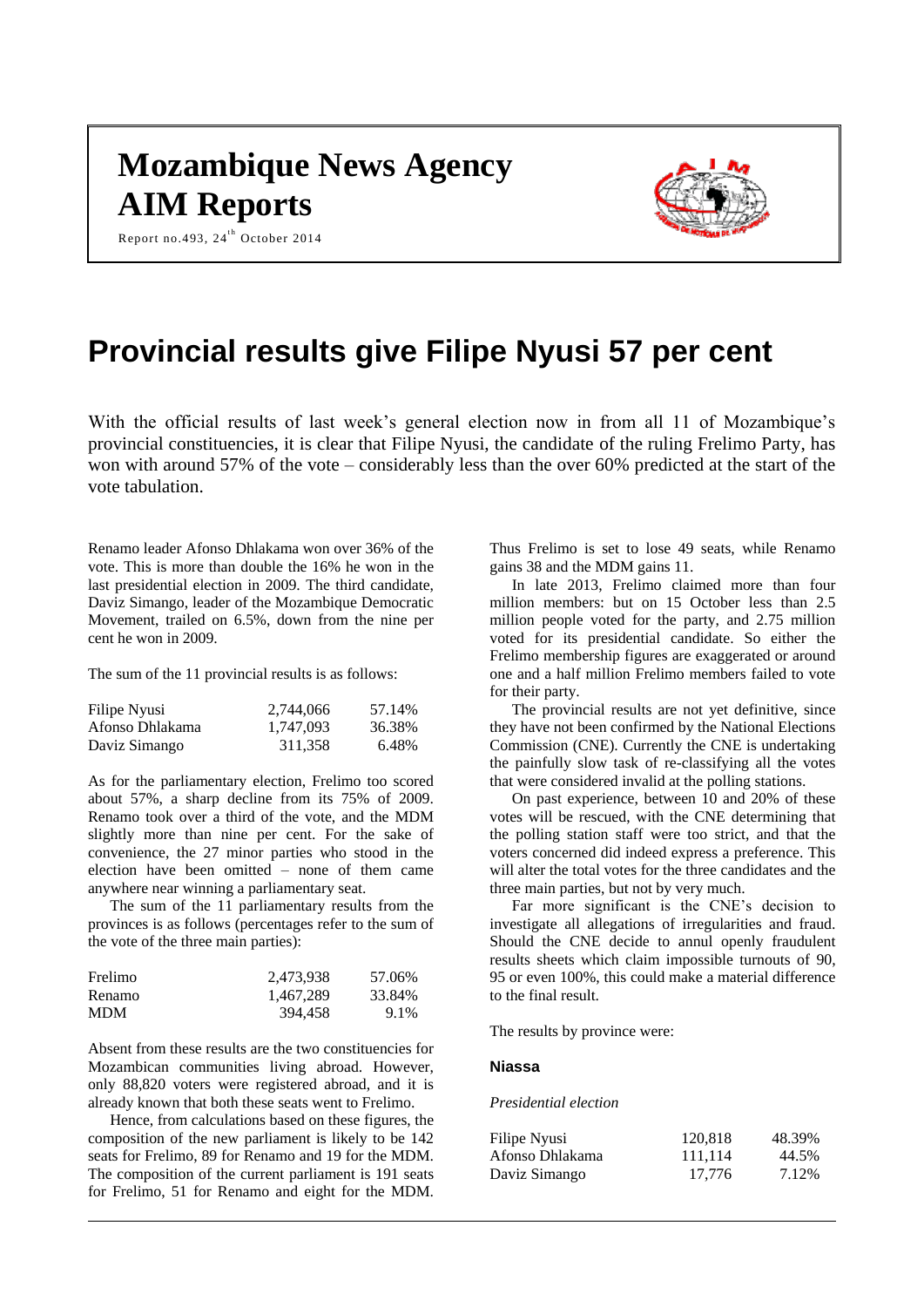# Mozambique News Agency

# AIM Reports

Report no.493, 24th October 2014

# Provincial results give Filipe Nyusi 57 per cent

With the official results of last week's general election now in from all 11 of Mozambique's provincial constituencies, it is clear that Filipe Nyusi, the candidate of the ruling Frelimo Party, has won with around 57% of the vote – considerably less than the over 60% predicted at the start of the vote tabulation.

Renamo leader Afonso Dhlakama won over 36% of the vote. This is more than double the 16% he won in the last presidential election in 2009. The third candidate, Daviz Simango, leader of the Mozambique Democratic Movement, trailed on 6.5%, down from the nine per cent he won in 2009.

The sum of the 11 provincial results is as follows:

| | | |
|---|---|---|
| Filipe Nyusi | 2,744,066 | 57.14% |
| Afonso Dhlakama | 1,747,093 | 36.38% |
| Daviz Simango | 311,358 | 6.48% |

As for the parliamentary election, Frelimo too scored about 57%, a sharp decline from its 75% of 2009. Renamo took over a third of the vote, and the MDM slightly more than nine per cent. For the sake of convenience, the 27 minor parties who stood in the election have been omitted – none of them came anywhere near winning a parliamentary seat.

The sum of the 11 parliamentary results from the provinces is as follows (percentages refer to the sum of the vote of the three main parties):

| | | |
|---|---|---|
| Frelimo | 2,473,938 | 57.06% |
| Renamo | 1,467,289 | 33.84% |
| MDM | 394,458 | 9.1% |

Absent from these results are the two constituencies for Mozambican communities living abroad. However, only 88,820 voters were registered abroad, and it is already known that both these seats went to Frelimo.

Hence, from calculations based on these figures, the composition of the new parliament is likely to be 142 seats for Frelimo, 89 for Renamo and 19 for the MDM. The composition of the current parliament is 191 seats for Frelimo, 51 for Renamo and eight for the MDM. Thus Frelimo is set to lose 49 seats, while Renamo gains 38 and the MDM gains 11.

In late 2013, Frelimo claimed more than four million members: but on 15 October less than 2.5 million people voted for the party, and 2.75 million voted for its presidential candidate. So either the Frelimo membership figures are exaggerated or around one and a half million Frelimo members failed to vote for their party.

The provincial results are not yet definitive, since they have not been confirmed by the National Elections Commission (CNE). Currently the CNE is undertaking the painfully slow task of re-classifying all the votes that were considered invalid at the polling stations.

On past experience, between 10 and 20% of these votes will be rescued, with the CNE determining that the polling station staff were too strict, and that the voters concerned did indeed express a preference. This will alter the total votes for the three candidates and the three main parties, but not by very much.

Far more significant is the CNE's decision to investigate all allegations of irregularities and fraud. Should the CNE decide to annul openly fraudulent results sheets which claim impossible turnouts of 90, 95 or even 100%, this could make a material difference to the final result.

The results by province were:

### Niassa

*Presidential election*

| | | |
|---|---|---|
| Filipe Nyusi | 120,818 | 48.39% |
| Afonso Dhlakama | 111,114 | 44.5% |
| Daviz Simango | 17,776 | 7.12% |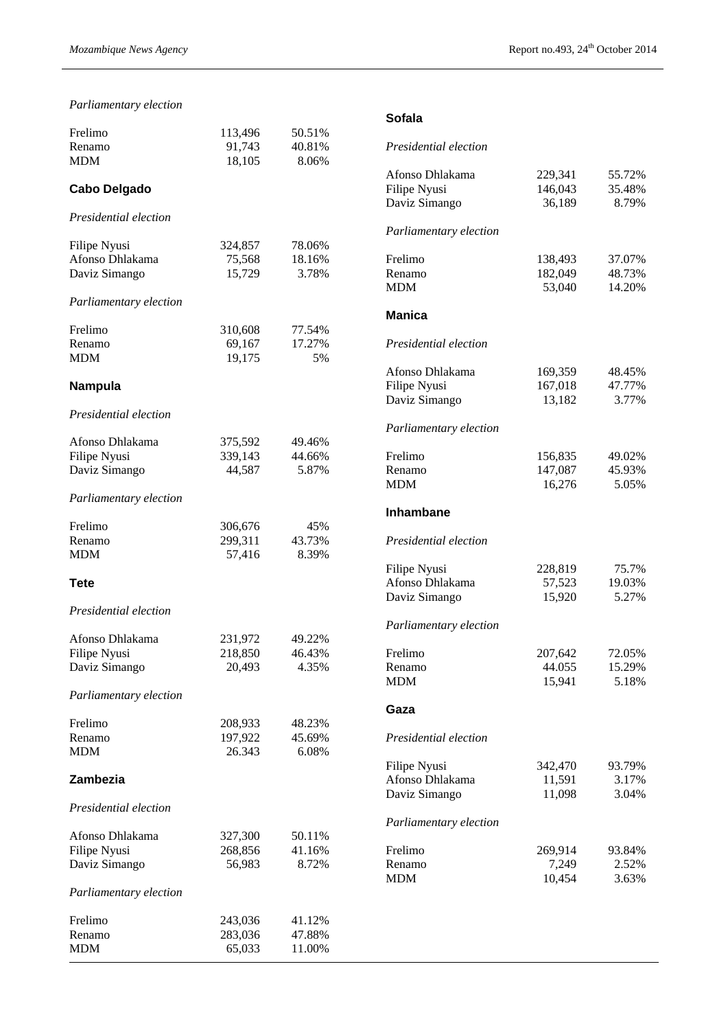*Parliamentary election*

| | | |
|---|---|---|
| Frelimo | 113,496 | 50.51% |
| Renamo | 91,743 | 40.81% |
| MDM | 18,105 | 8.06% |

### Cabo Delgado

*Presidential election*

| | | |
|---|---|---|
| Filipe Nyusi | 324,857 | 78.06% |
| Afonso Dhlakama | 75,568 | 18.16% |
| Daviz Simango | 15,729 | 3.78% |

*Parliamentary election*

| | | |
|---|---|---|
| Frelimo | 310,608 | 77.54% |
| Renamo | 69,167 | 17.27% |
| MDM | 19,175 | 5% |

### Nampula

*Presidential election*

| | | |
|---|---|---|
| Afonso Dhlakama | 375,592 | 49.46% |
| Filipe Nyusi | 339,143 | 44.66% |
| Daviz Simango | 44,587 | 5.87% |

*Parliamentary election*

| | | |
|---|---|---|
| Frelimo | 306,676 | 45% |
| Renamo | 299,311 | 43.73% |
| MDM | 57,416 | 8.39% |

### Tete

*Presidential election*

| | | |
|---|---|---|
| Afonso Dhlakama | 231,972 | 49.22% |
| Filipe Nyusi | 218,850 | 46.43% |
| Daviz Simango | 20,493 | 4.35% |

*Parliamentary election*

| | | |
|---|---|---|
| Frelimo | 208,933 | 48.23% |
| Renamo | 197,922 | 45.69% |
| MDM | 26.343 | 6.08% |

### Zambezia

*Presidential election*

| | | |
|---|---|---|
| Afonso Dhlakama | 327,300 | 50.11% |
| Filipe Nyusi | 268,856 | 41.16% |
| Daviz Simango | 56,983 | 8.72% |

*Parliamentary election*

| | | |
|---|---|---|
| Frelimo | 243,036 | 41.12% |
| Renamo | 283,036 | 47.88% |
| MDM | 65,033 | 11.00% |

### Sofala

*Presidential election*

| | | |
|---|---|---|
| Afonso Dhlakama | 229,341 | 55.72% |
| Filipe Nyusi | 146,043 | 35.48% |
| Daviz Simango | 36,189 | 8.79% |

*Parliamentary election*

| | | |
|---|---|---|
| Frelimo | 138,493 | 37.07% |
| Renamo | 182,049 | 48.73% |
| MDM | 53,040 | 14.20% |

### Manica

*Presidential election*

| | | |
|---|---|---|
| Afonso Dhlakama | 169,359 | 48.45% |
| Filipe Nyusi | 167,018 | 47.77% |
| Daviz Simango | 13,182 | 3.77% |

*Parliamentary election*

| | | |
|---|---|---|
| Frelimo | 156,835 | 49.02% |
| Renamo | 147,087 | 45.93% |
| MDM | 16,276 | 5.05% |

### Inhambane

*Presidential election*

| | | |
|---|---|---|
| Filipe Nyusi | 228,819 | 75.7% |
| Afonso Dhlakama | 57,523 | 19.03% |
| Daviz Simango | 15,920 | 5.27% |

*Parliamentary election*

| | | |
|---|---|---|
| Frelimo | 207,642 | 72.05% |
| Renamo | 44.055 | 15.29% |
| MDM | 15,941 | 5.18% |

### Gaza

*Presidential election*

| | | |
|---|---|---|
| Filipe Nyusi | 342,470 | 93.79% |
| Afonso Dhlakama | 11,591 | 3.17% |
| Daviz Simango | 11,098 | 3.04% |

*Parliamentary election*

| | | |
|---|---|---|
| Frelimo | 269,914 | 93.84% |
| Renamo | 7,249 | 2.52% |
| MDM | 10,454 | 3.63% |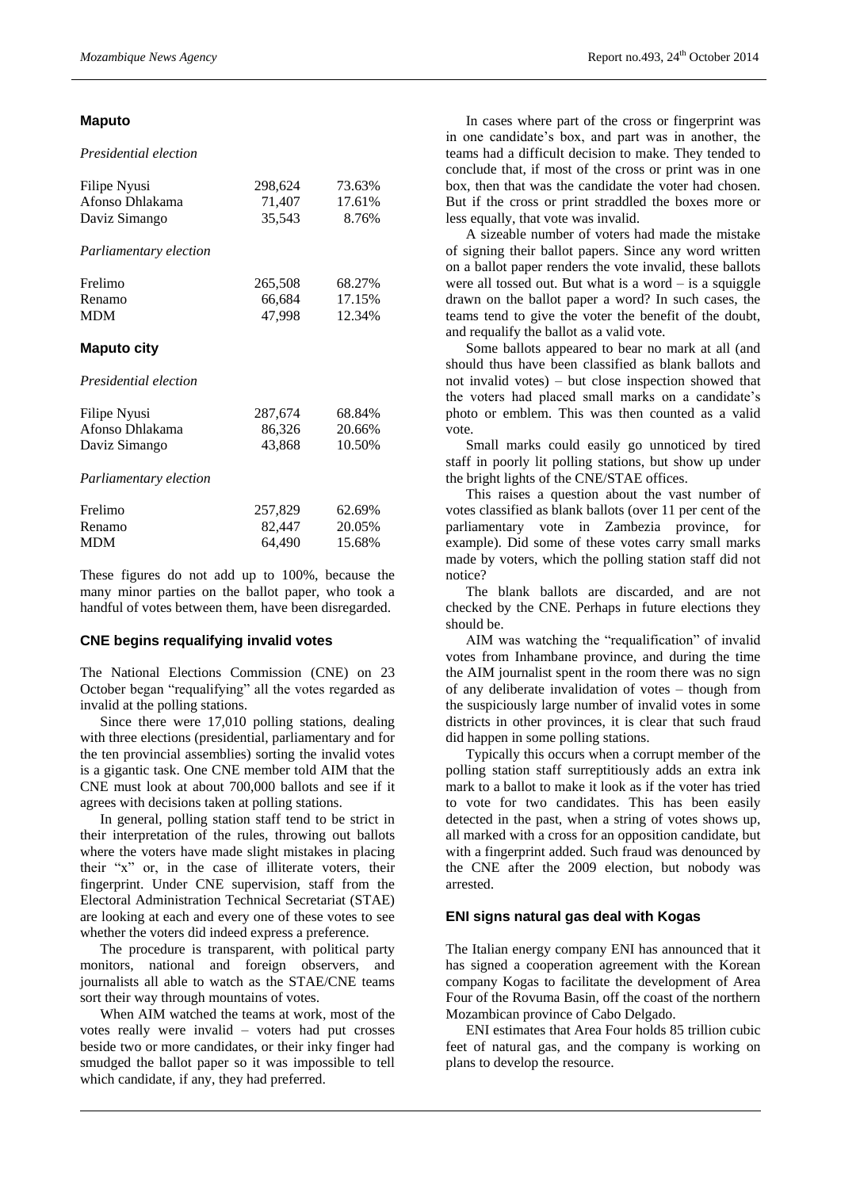### Maputo

*Presidential election*

| | | |
|---|---|---|
| Filipe Nyusi | 298,624 | 73.63% |
| Afonso Dhlakama | 71,407 | 17.61% |
| Daviz Simango | 35,543 | 8.76% |

*Parliamentary election*

| | | |
|---|---|---|
| Frelimo | 265,508 | 68.27% |
| Renamo | 66,684 | 17.15% |
| MDM | 47,998 | 12.34% |

### Maputo city

*Presidential election*

| | | |
|---|---|---|
| Filipe Nyusi | 287,674 | 68.84% |
| Afonso Dhlakama | 86,326 | 20.66% |
| Daviz Simango | 43,868 | 10.50% |

*Parliamentary election*

| | | |
|---|---|---|
| Frelimo | 257,829 | 62.69% |
| Renamo | 82,447 | 20.05% |
| MDM | 64,490 | 15.68% |

These figures do not add up to 100%, because the many minor parties on the ballot paper, who took a handful of votes between them, have been disregarded.

## CNE begins requalifying invalid votes

The National Elections Commission (CNE) on 23 October began "requalifying" all the votes regarded as invalid at the polling stations.

Since there were 17,010 polling stations, dealing with three elections (presidential, parliamentary and for the ten provincial assemblies) sorting the invalid votes is a gigantic task. One CNE member told AIM that the CNE must look at about 700,000 ballots and see if it agrees with decisions taken at polling stations.

In general, polling station staff tend to be strict in their interpretation of the rules, throwing out ballots where the voters have made slight mistakes in placing their "x" or, in the case of illiterate voters, their fingerprint. Under CNE supervision, staff from the Electoral Administration Technical Secretariat (STAE) are looking at each and every one of these votes to see whether the voters did indeed express a preference.

The procedure is transparent, with political party monitors, national and foreign observers, and journalists all able to watch as the STAE/CNE teams sort their way through mountains of votes.

When AIM watched the teams at work, most of the votes really were invalid – voters had put crosses beside two or more candidates, or their inky finger had smudged the ballot paper so it was impossible to tell which candidate, if any, they had preferred.

In cases where part of the cross or fingerprint was in one candidate's box, and part was in another, the teams had a difficult decision to make. They tended to conclude that, if most of the cross or print was in one box, then that was the candidate the voter had chosen. But if the cross or print straddled the boxes more or less equally, that vote was invalid.

A sizeable number of voters had made the mistake of signing their ballot papers. Since any word written on a ballot paper renders the vote invalid, these ballots were all tossed out. But what is a word – is a squiggle drawn on the ballot paper a word? In such cases, the teams tend to give the voter the benefit of the doubt, and requalify the ballot as a valid vote.

Some ballots appeared to bear no mark at all (and should thus have been classified as blank ballots and not invalid votes) – but close inspection showed that the voters had placed small marks on a candidate's photo or emblem. This was then counted as a valid vote.

Small marks could easily go unnoticed by tired staff in poorly lit polling stations, but show up under the bright lights of the CNE/STAE offices.

This raises a question about the vast number of votes classified as blank ballots (over 11 per cent of the parliamentary vote in Zambezia province, for example). Did some of these votes carry small marks made by voters, which the polling station staff did not notice?

The blank ballots are discarded, and are not checked by the CNE. Perhaps in future elections they should be.

AIM was watching the "requalification" of invalid votes from Inhambane province, and during the time the AIM journalist spent in the room there was no sign of any deliberate invalidation of votes – though from the suspiciously large number of invalid votes in some districts in other provinces, it is clear that such fraud did happen in some polling stations.

Typically this occurs when a corrupt member of the polling station staff surreptitiously adds an extra ink mark to a ballot to make it look as if the voter has tried to vote for two candidates. This has been easily detected in the past, when a string of votes shows up, all marked with a cross for an opposition candidate, but with a fingerprint added. Such fraud was denounced by the CNE after the 2009 election, but nobody was arrested.

## ENI signs natural gas deal with Kogas

The Italian energy company ENI has announced that it has signed a cooperation agreement with the Korean company Kogas to facilitate the development of Area Four of the Rovuma Basin, off the coast of the northern Mozambican province of Cabo Delgado.

ENI estimates that Area Four holds 85 trillion cubic feet of natural gas, and the company is working on plans to develop the resource.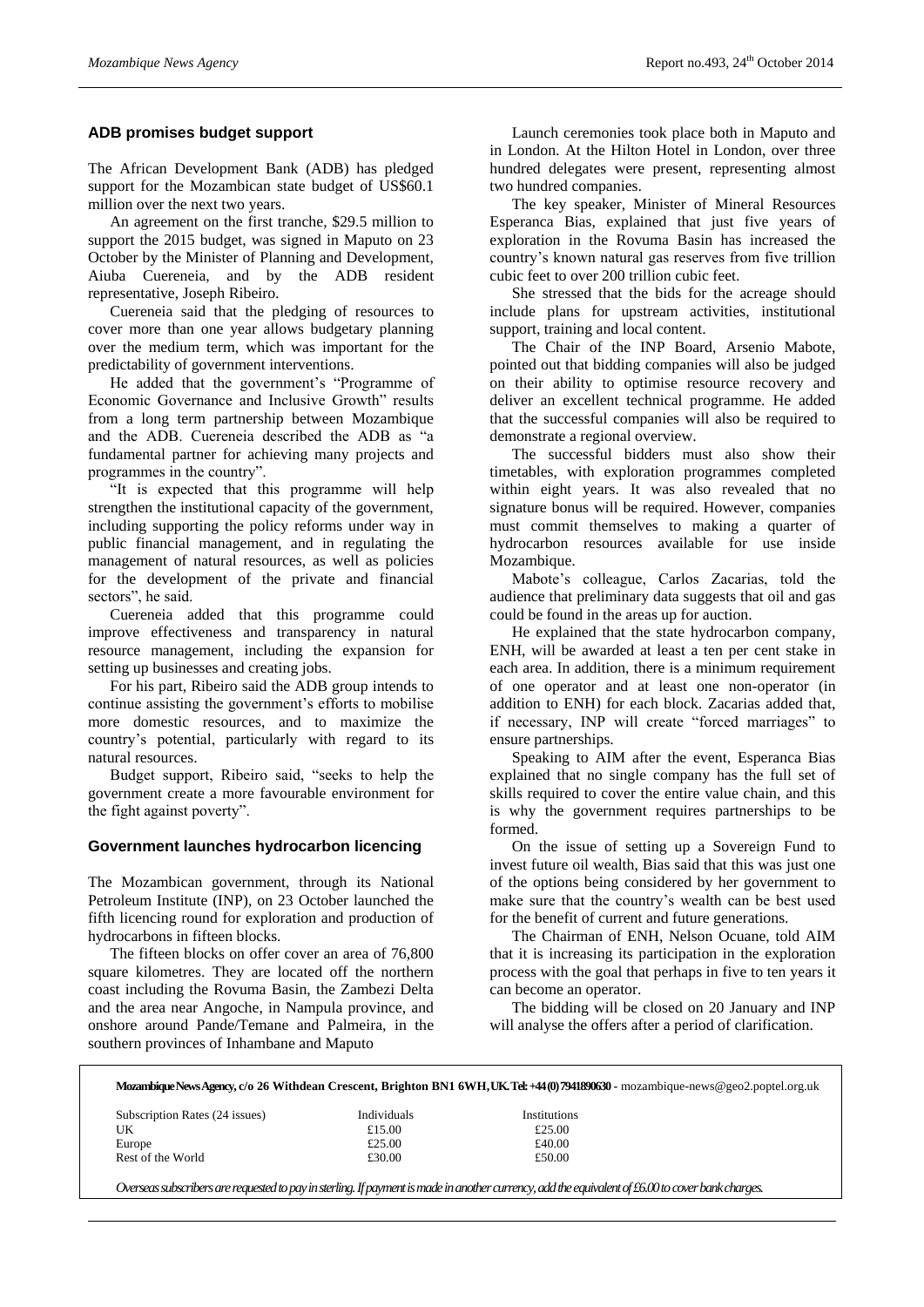## ADB promises budget support

The African Development Bank (ADB) has pledged support for the Mozambican state budget of US$60.1 million over the next two years.

An agreement on the first tranche, $29.5 million to support the 2015 budget, was signed in Maputo on 23 October by the Minister of Planning and Development, Aiuba Cuereneia, and by the ADB resident representative, Joseph Ribeiro.

Cuereneia said that the pledging of resources to cover more than one year allows budgetary planning over the medium term, which was important for the predictability of government interventions.

He added that the government's "Programme of Economic Governance and Inclusive Growth" results from a long term partnership between Mozambique and the ADB. Cuereneia described the ADB as "a fundamental partner for achieving many projects and programmes in the country".

"It is expected that this programme will help strengthen the institutional capacity of the government, including supporting the policy reforms under way in public financial management, and in regulating the management of natural resources, as well as policies for the development of the private and financial sectors", he said.

Cuereneia added that this programme could improve effectiveness and transparency in natural resource management, including the expansion for setting up businesses and creating jobs.

For his part, Ribeiro said the ADB group intends to continue assisting the government's efforts to mobilise more domestic resources, and to maximize the country's potential, particularly with regard to its natural resources.

Budget support, Ribeiro said, "seeks to help the government create a more favourable environment for the fight against poverty".

## Government launches hydrocarbon licencing

The Mozambican government, through its National Petroleum Institute (INP), on 23 October launched the fifth licencing round for exploration and production of hydrocarbons in fifteen blocks.

The fifteen blocks on offer cover an area of 76,800 square kilometres. They are located off the northern coast including the Rovuma Basin, the Zambezi Delta and the area near Angoche, in Nampula province, and onshore around Pande/Temane and Palmeira, in the southern provinces of Inhambane and Maputo

Launch ceremonies took place both in Maputo and in London. At the Hilton Hotel in London, over three hundred delegates were present, representing almost two hundred companies.

The key speaker, Minister of Mineral Resources Esperanca Bias, explained that just five years of exploration in the Rovuma Basin has increased the country's known natural gas reserves from five trillion cubic feet to over 200 trillion cubic feet.

She stressed that the bids for the acreage should include plans for upstream activities, institutional support, training and local content.

The Chair of the INP Board, Arsenio Mabote, pointed out that bidding companies will also be judged on their ability to optimise resource recovery and deliver an excellent technical programme. He added that the successful companies will also be required to demonstrate a regional overview.

The successful bidders must also show their timetables, with exploration programmes completed within eight years. It was also revealed that no signature bonus will be required. However, companies must commit themselves to making a quarter of hydrocarbon resources available for use inside Mozambique.

Mabote's colleague, Carlos Zacarias, told the audience that preliminary data suggests that oil and gas could be found in the areas up for auction.

He explained that the state hydrocarbon company, ENH, will be awarded at least a ten per cent stake in each area. In addition, there is a minimum requirement of one operator and at least one non-operator (in addition to ENH) for each block. Zacarias added that, if necessary, INP will create "forced marriages" to ensure partnerships.

Speaking to AIM after the event, Esperanca Bias explained that no single company has the full set of skills required to cover the entire value chain, and this is why the government requires partnerships to be formed.

On the issue of setting up a Sovereign Fund to invest future oil wealth, Bias said that this was just one of the options being considered by her government to make sure that the country's wealth can be best used for the benefit of current and future generations.

The Chairman of ENH, Nelson Ocuane, told AIM that it is increasing its participation in the exploration process with the goal that perhaps in five to ten years it can become an operator.

The bidding will be closed on 20 January and INP will analyse the offers after a period of clarification.

**Mozambique News Agency, c/o 26 Withdean Crescent, Brighton BN1 6WH, UK. Tel: +44 (0) 7941890630 -** mozambique-news@geo2.poptel.org.uk

| Subscription Rates (24 issues) | Individuals | Institutions |
|---|---|---|
| UK | £15.00 | £25.00 |
| Europe | £25.00 | £40.00 |
| Rest of the World | £30.00 | £50.00 |

*Overseas subscribers are requested to pay in sterling. If payment is made in another currency, add the equivalent of £6.00 to cover bank charges.*